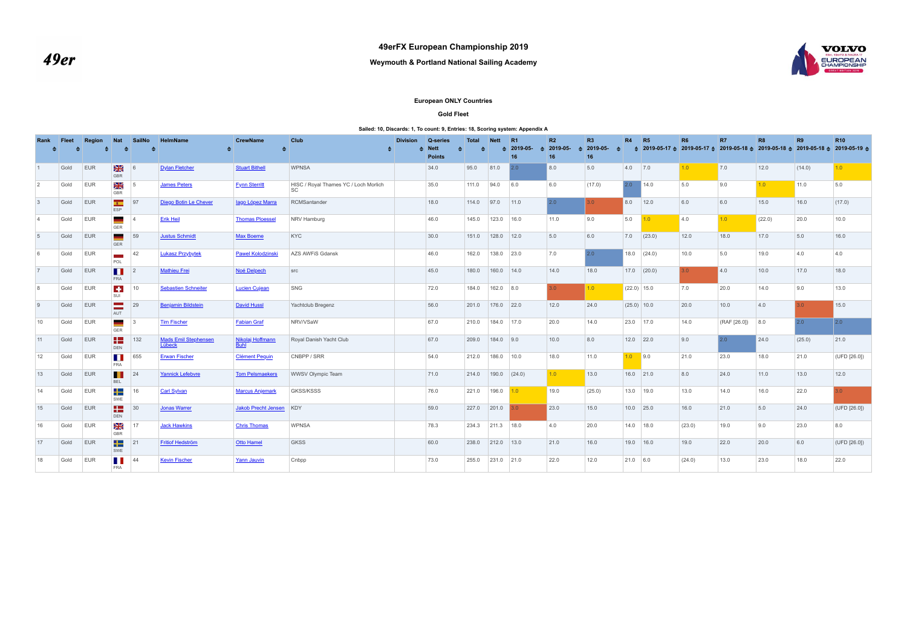# 49erFX European Championship 2019

## Weymouth & Portland National Sailing Academy

### European ONLY Countries

### Gold Fleet

Sailed: 10, Discards: 1, To count: 9, Entries: 18, Scoring system: Appendix A

| Rank | Fleet | Region | Nat | SailNo | HelmName | CrewName | Club | Division | Q-series Nett Points | Total | Nett | R1 2019-05-16 | R2 2019-05-16 | R3 2019-05-16 | R4 | R5 2019-05-17 | R6 2019-05-17 | R7 2019-05-18 | R8 2019-05-18 | R9 2019-05-18 | R10 2019-05-19 |
|---|---|---|---|---|---|---|---|---|---|---|---|---|---|---|---|---|---|---|---|---|---|
| 1 | Gold | EUR | GBR | 6 | Dylan Fletcher | Stuart Bithell | WPNSA | | 34.0 | 95.0 | 81.0 | 2.0 | 8.0 | 5.0 | 4.0 | 7.0 | 1.0 | 7.0 | 12.0 | (14.0) | 1.0 |
| 2 | Gold | EUR | GBR | 5 | James Peters | Fynn Sterritt | HISC / Royal Thames YC / Loch Morlich SC | | 35.0 | 111.0 | 94.0 | 6.0 | 6.0 | (17.0) | 2.0 | 14.0 | 5.0 | 9.0 | 1.0 | 11.0 | 5.0 |
| 3 | Gold | EUR | ESP | 97 | Diego Botin Le Chever | Iago López Marra | RCMSantander | | 18.0 | 114.0 | 97.0 | 11.0 | 2.0 | 3.0 | 8.0 | 12.0 | 6.0 | 6.0 | 15.0 | 16.0 | (17.0) |
| 4 | Gold | EUR | GER | 4 | Erik Heil | Thomas Ploessel | NRV Hamburg | | 46.0 | 145.0 | 123.0 | 16.0 | 11.0 | 9.0 | 5.0 | 1.0 | 4.0 | 1.0 | (22.0) | 20.0 | 10.0 |
| 5 | Gold | EUR | GER | 59 | Justus Schmidt | Max Boeme | KYC | | 30.0 | 151.0 | 128.0 | 12.0 | 5.0 | 6.0 | 7.0 | (23.0) | 12.0 | 18.0 | 17.0 | 5.0 | 16.0 |
| 6 | Gold | EUR | POL | 42 | Lukasz Przybytek | Pawel Kolodzinski | AZS AWFiS Gdansk | | 46.0 | 162.0 | 138.0 | 23.0 | 7.0 | 2.0 | 18.0 | (24.0) | 10.0 | 5.0 | 19.0 | 4.0 | 4.0 |
| 7 | Gold | EUR | FRA | 2 | Mathieu Frei | Noé Delpech | src | | 45.0 | 180.0 | 160.0 | 14.0 | 14.0 | 18.0 | 17.0 | (20.0) | 3.0 | 4.0 | 10.0 | 17.0 | 18.0 |
| 8 | Gold | EUR | SUI | 10 | Sebastien Schneiter | Lucien Cujean | SNG | | 72.0 | 184.0 | 162.0 | 8.0 | 3.0 | 1.0 | (22.0) | 15.0 | 7.0 | 20.0 | 14.0 | 9.0 | 13.0 |
| 9 | Gold | EUR | AUT | 29 | Benjamin Bildstein | David Hussl | Yachtclub Bregenz | | 56.0 | 201.0 | 176.0 | 22.0 | 12.0 | 24.0 | (25.0) | 10.0 | 20.0 | 10.0 | 4.0 | 3.0 | 15.0 |
| 10 | Gold | EUR | GER | 3 | Tim Fischer | Fabian Graf | NRV/VSaW | | 67.0 | 210.0 | 184.0 | 17.0 | 20.0 | 14.0 | 23.0 | 17.0 | 14.0 | (RAF [26.0]) | 8.0 | 2.0 | 2.0 |
| 11 | Gold | EUR | DEN | 132 | Mads Emil Stephensen Lübeck | Nikolaj Hoffmann Buhl | Royal Danish Yacht Club | | 67.0 | 209.0 | 184.0 | 9.0 | 10.0 | 8.0 | 12.0 | 22.0 | 9.0 | 2.0 | 24.0 | (25.0) | 21.0 |
| 12 | Gold | EUR | FRA | 655 | Erwan Fischer | Clément Pequin | CNBPP / SRR | | 54.0 | 212.0 | 186.0 | 10.0 | 18.0 | 11.0 | 1.0 | 9.0 | 21.0 | 23.0 | 18.0 | 21.0 | (UFD [26.0]) |
| 13 | Gold | EUR | BEL | 24 | Yannick Lefebvre | Tom Pelsmaekers | WWSV Olympic Team | | 71.0 | 214.0 | 190.0 | (24.0) | 1.0 | 13.0 | 16.0 | 21.0 | 8.0 | 24.0 | 11.0 | 13.0 | 12.0 |
| 14 | Gold | EUR | SWE | 16 | Carl Sylvan | Marcus Anjemark | GKSS/KSSS | | 76.0 | 221.0 | 196.0 | 1.0 | 19.0 | (25.0) | 13.0 | 19.0 | 13.0 | 14.0 | 16.0 | 22.0 | 3.0 |
| 15 | Gold | EUR | DEN | 30 | Jonas Warrer | Jakob Precht Jensen | KDY | | 59.0 | 227.0 | 201.0 | 3.0 | 23.0 | 15.0 | 10.0 | 25.0 | 16.0 | 21.0 | 5.0 | 24.0 | (UFD [26.0]) |
| 16 | Gold | EUR | GBR | 17 | Jack Hawkins | Chris Thomas | WPNSA | | 78.3 | 234.3 | 211.3 | 18.0 | 4.0 | 20.0 | 14.0 | 18.0 | (23.0) | 19.0 | 9.0 | 23.0 | 8.0 |
| 17 | Gold | EUR | SWE | 21 | Fritiof Hedström | Otto Hamel | GKSS | | 60.0 | 238.0 | 212.0 | 13.0 | 21.0 | 16.0 | 19.0 | 16.0 | 19.0 | 22.0 | 20.0 | 6.0 | (UFD [26.0]) |
| 18 | Gold | EUR | FRA | 44 | Kevin Fischer | Yann Jauvin | Cnbpp | | 73.0 | 255.0 | 231.0 | 21.0 | 22.0 | 12.0 | 21.0 | 6.0 | (24.0) | 13.0 | 23.0 | 18.0 | 22.0 |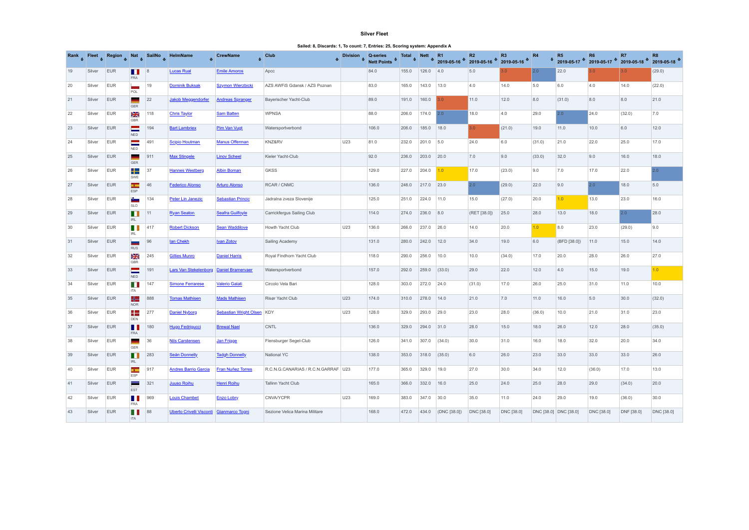### Silver Fleet

**Sailed: 8, Discards: 1, To count: 7, Entries: 25, Scoring system: Appendix A**

| Rank | Fleet | Region | Nat | SailNo | HelmName | CrewName | Club | Division | Q-series Nett Points | Total | Nett | R1 2019-05-16 | R2 2019-05-16 | R3 2019-05-16 | R4 | R5 2019-05-17 | R6 2019-05-17 | R7 2019-05-18 | R8 2019-05-18 |
|---|---|---|---|---|---|---|---|---|---|---|---|---|---|---|---|---|---|---|---|
| 19 | Silver | EUR | FRA | 8 | Lucas Rual | Emile Amoros | Apcc | | 84.0 | 155.0 | 126.0 | 4.0 | 5.0 | 3.0 | 2.0 | 22.0 | 3.0 | 3.0 | (29.0) |
| 20 | Silver | EUR | POL | 19 | Dominik Buksak | Szymon Wierzbicki | AZS AWFiS Gdansk / AZS Poznan | | 83.0 | 165.0 | 143.0 | 13.0 | 4.0 | 14.0 | 5.0 | 6.0 | 4.0 | 14.0 | (22.0) |
| 21 | Silver | EUR | GER | 22 | Jakob Meggendorfer | Andreas Spranger | Bayerischer Yacht-Club | | 89.0 | 191.0 | 160.0 | 3.0 | 11.0 | 12.0 | 8.0 | (31.0) | 8.0 | 8.0 | 21.0 |
| 22 | Silver | EUR | GBR | 118 | Chris Taylor | Sam Batten | WPNSA | | 88.0 | 206.0 | 174.0 | 2.0 | 18.0 | 4.0 | 29.0 | 2.0 | 24.0 | (32.0) | 7.0 |
| 23 | Silver | EUR | NED | 194 | Bart Lambriex | Pim Van Vugt | Watersportverbond | | 106.0 | 206.0 | 185.0 | 18.0 | 3.0 | (21.0) | 19.0 | 11.0 | 10.0 | 6.0 | 12.0 |
| 24 | Silver | EUR | NED | 491 | Scipio Houtman | Manus Offerman | KNZ&RV | U23 | 81.0 | 232.0 | 201.0 | 5.0 | 24.0 | 6.0 | (31.0) | 21.0 | 22.0 | 25.0 | 17.0 |
| 25 | Silver | EUR | GER | 911 | Max Stingele | Linov Scheel | Kieler Yacht-Club | | 92.0 | 236.0 | 203.0 | 20.0 | 7.0 | 9.0 | (33.0) | 32.0 | 9.0 | 16.0 | 18.0 |
| 26 | Silver | EUR | SWE | 37 | Hannes Westberg | Albin Boman | GKSS | | 129.0 | 227.0 | 204.0 | 1.0 | 17.0 | (23.0) | 9.0 | 7.0 | 17.0 | 22.0 | 2.0 |
| 27 | Silver | EUR | ESP | 46 | Federico Alonso | Arturo Alonso | RCAR / CNMC | | 136.0 | 246.0 | 217.0 | 23.0 | 2.0 | (29.0) | 22.0 | 9.0 | 2.0 | 18.0 | 5.0 |
| 28 | Silver | EUR | SLO | 134 | Peter Lin Janezic | Sebastian Princic | Jadralna zveza Slovenije | | 125.0 | 251.0 | 224.0 | 11.0 | 15.0 | (27.0) | 20.0 | 1.0 | 13.0 | 23.0 | 16.0 |
| 29 | Silver | EUR | IRL | 11 | Ryan Seaton | Seafra Guilfoyle | Carrickfergus Sailing Club | | 114.0 | 274.0 | 236.0 | 8.0 | (RET [38.0]) | 25.0 | 28.0 | 13.0 | 18.0 | 2.0 | 28.0 |
| 30 | Silver | EUR | IRL | 417 | Robert Dickson | Sean Waddilove | Howth Yacht Club | U23 | 136.0 | 266.0 | 237.0 | 26.0 | 14.0 | 20.0 | 1.0 | 8.0 | 23.0 | (29.0) | 9.0 |
| 31 | Silver | EUR | RUS | 96 | Ian Chekh | Ivan Zotov | Sailing Academy | | 131.0 | 280.0 | 242.0 | 12.0 | 34.0 | 19.0 | 6.0 | (BFD [38.0]) | 11.0 | 15.0 | 14.0 |
| 32 | Silver | EUR | GBR | 245 | Gillies Munro | Daniel Harris | Royal Findhorn Yacht Club | | 118.0 | 290.0 | 256.0 | 10.0 | 10.0 | (34.0) | 17.0 | 20.0 | 28.0 | 26.0 | 27.0 |
| 33 | Silver | EUR | NED | 191 | Lars Van Stekelenborg | Daniel Bramervaer | Watersportverbond | | 157.0 | 292.0 | 259.0 | (33.0) | 29.0 | 22.0 | 12.0 | 4.0 | 15.0 | 19.0 | 1.0 |
| 34 | Silver | EUR | ITA | 147 | Simone Ferrarese | Valerio Galati | Circolo Vela Bari | | 128.0 | 303.0 | 272.0 | 24.0 | (31.0) | 17.0 | 26.0 | 25.0 | 31.0 | 11.0 | 10.0 |
| 35 | Silver | EUR | NOR | 888 | Tomas Mathisen | Mads Mathisen | Risør Yacht Club | U23 | 174.0 | 310.0 | 278.0 | 14.0 | 21.0 | 7.0 | 11.0 | 16.0 | 5.0 | 30.0 | (32.0) |
| 36 | Silver | EUR | DEN | 277 | Daniel Nyborg | Sebastian Wright Olsen | KDY | U23 | 128.0 | 329.0 | 293.0 | 29.0 | 23.0 | 28.0 | (36.0) | 10.0 | 21.0 | 31.0 | 23.0 |
| 37 | Silver | EUR | FRA | 180 | Hugo Fedrigucci | Brewal Nael | CNTL | | 136.0 | 329.0 | 294.0 | 31.0 | 28.0 | 15.0 | 18.0 | 26.0 | 12.0 | 28.0 | (35.0) |
| 38 | Silver | EUR | GER | 36 | Nils Carstensen | Jan Frigge | Flensburger Segel-Club | | 126.0 | 341.0 | 307.0 | (34.0) | 30.0 | 31.0 | 16.0 | 18.0 | 32.0 | 20.0 | 34.0 |
| 39 | Silver | EUR | IRL | 283 | Seán Donnelly | Tadgh Donnelly | National YC | | 138.0 | 353.0 | 318.0 | (35.0) | 6.0 | 26.0 | 23.0 | 33.0 | 33.0 | 33.0 | 26.0 |
| 40 | Silver | EUR | ESP | 917 | Andres Barrio Garcia | Fran Nuñez Torres | R.C.N.G.CANARIAS / R.C.N.GARRAF | U23 | 177.0 | 365.0 | 329.0 | 19.0 | 27.0 | 30.0 | 34.0 | 12.0 | (36.0) | 17.0 | 13.0 |
| 41 | Silver | EUR | EST | 321 | Juuso Roihu | Henri Roihu | Tallinn Yacht Club | | 165.0 | 366.0 | 332.0 | 16.0 | 25.0 | 24.0 | 25.0 | 28.0 | 29.0 | (34.0) | 20.0 |
| 42 | Silver | EUR | FRA | 969 | Louis Chambet | Enzo Lobry | CNVA/YCPR | U23 | 169.0 | 383.0 | 347.0 | 30.0 | 35.0 | 11.0 | 24.0 | 29.0 | 19.0 | (36.0) | 30.0 |
| 43 | Silver | EUR | ITA | 88 | Uberto Crivelli Visconti | Gianmarco Togni | Sezione Velica Marina Militare | | 168.0 | 472.0 | 434.0 | (DNC [38.0]) | DNC [38.0] | DNC [38.0] | DNC [38.0] | DNC [38.0] | DNC [38.0] | DNF [38.0] | DNC [38.0] |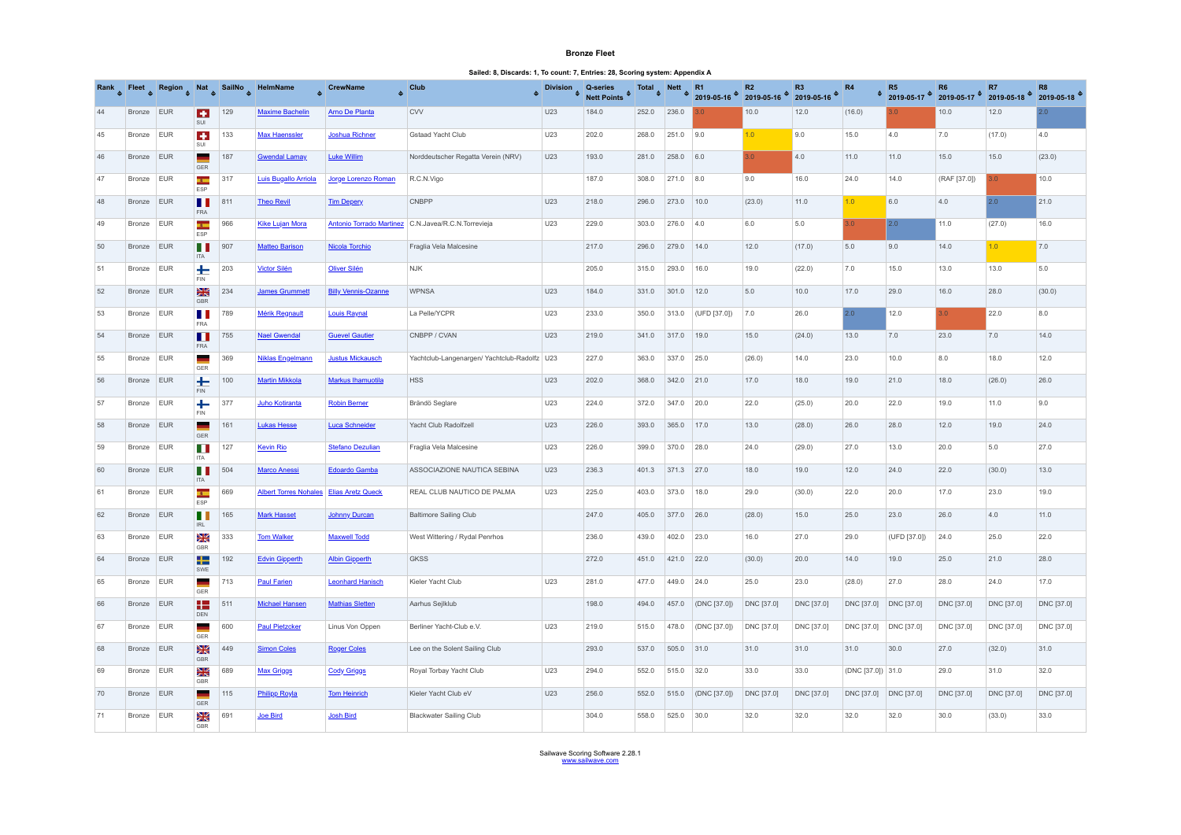# Bronze Fleet

**Sailed: 8, Discards: 1, To count: 7, Entries: 28, Scoring system: Appendix A**

| Rank | Fleet | Region | Nat | SailNo | HelmName | CrewName | Club | Division | Q-series Nett Points | Total | Nett | R1 2019-05-16 | R2 2019-05-16 | R3 2019-05-16 | R4 | R5 2019-05-17 | R6 2019-05-17 | R7 2019-05-18 | R8 2019-05-18 |
|---|---|---|---|---|---|---|---|---|---|---|---|---|---|---|---|---|---|---|---|
| 44 | Bronze | EUR | SUI | 129 | Maxime Bachelin | Arno De Planta | CVV | U23 | 184.0 | 252.0 | 236.0 | 3.0 | 10.0 | 12.0 | (16.0) | 3.0 | 10.0 | 12.0 | 2.0 |
| 45 | Bronze | EUR | SUI | 133 | Max Haenssler | Joshua Richner | Gstaad Yacht Club | U23 | 202.0 | 268.0 | 251.0 | 9.0 | 1.0 | 9.0 | 15.0 | 4.0 | 7.0 | (17.0) | 4.0 |
| 46 | Bronze | EUR | GER | 187 | Gwendal Lamay | Luke Willim | Norddeutscher Regatta Verein (NRV) | U23 | 193.0 | 281.0 | 258.0 | 6.0 | 3.0 | 4.0 | 11.0 | 11.0 | 15.0 | 15.0 | (23.0) |
| 47 | Bronze | EUR | ESP | 317 | Luis Bugallo Arriola | Jorge Lorenzo Roman | R.C.N.Vigo | | 187.0 | 308.0 | 271.0 | 8.0 | 9.0 | 16.0 | 24.0 | 14.0 | (RAF [37.0]) | 3.0 | 10.0 |
| 48 | Bronze | EUR | FRA | 811 | Theo Revil | Tim Depery | CNBPP | U23 | 218.0 | 296.0 | 273.0 | 10.0 | (23.0) | 11.0 | 1.0 | 6.0 | 4.0 | 2.0 | 21.0 |
| 49 | Bronze | EUR | ESP | 966 | Kike Lujan Mora | Antonio Torrado Martinez | C.N.Javea/R.C.N.Torrevieja | U23 | 229.0 | 303.0 | 276.0 | 4.0 | 6.0 | 5.0 | 3.0 | 2.0 | 11.0 | (27.0) | 16.0 |
| 50 | Bronze | EUR | ITA | 907 | Matteo Barison | Nicola Torchio | Fraglia Vela Malcesine | | 217.0 | 296.0 | 279.0 | 14.0 | 12.0 | (17.0) | 5.0 | 9.0 | 14.0 | 1.0 | 7.0 |
| 51 | Bronze | EUR | FIN | 203 | Victor Silén | Oliver Silén | NJK | | 205.0 | 315.0 | 293.0 | 16.0 | 19.0 | (22.0) | 7.0 | 15.0 | 13.0 | 13.0 | 5.0 |
| 52 | Bronze | EUR | GBR | 234 | James Grummett | Billy Vennis-Ozanne | WPNSA | U23 | 184.0 | 331.0 | 301.0 | 12.0 | 5.0 | 10.0 | 17.0 | 29.0 | 16.0 | 28.0 | (30.0) |
| 53 | Bronze | EUR | FRA | 789 | Mérik Regnault | Louis Raynal | La Pelle/YCPR | U23 | 233.0 | 350.0 | 313.0 | 12.0 | (UFD [37.0]) | 7.0 | 26.0 | 2.0 | 12.0 | 3.0 | 22.0 | 8.0 |
| 54 | Bronze | EUR | FRA | 755 | Nael Gwendal | Guevel Gautier | CNBPP / CVAN | U23 | 219.0 | 341.0 | 317.0 | 19.0 | 15.0 | (24.0) | 13.0 | 7.0 | 23.0 | 7.0 | 14.0 |
| 55 | Bronze | EUR | GER | 369 | Niklas Engelmann | Justus Mickausch | Yachtclub-Langenargen/ Yachtclub-Radolfz | U23 | 227.0 | 363.0 | 337.0 | 25.0 | (26.0) | 14.0 | 23.0 | 10.0 | 8.0 | 18.0 | 12.0 |
| 56 | Bronze | EUR | FIN | 100 | Martin Mikkola | Markus Ihamuotila | HSS | U23 | 202.0 | 368.0 | 342.0 | 21.0 | 17.0 | 18.0 | 19.0 | 21.0 | 18.0 | (26.0) | 26.0 |
| 57 | Bronze | EUR | FIN | 377 | Juho Kotiranta | Robin Berner | Brändö Seglare | U23 | 224.0 | 372.0 | 347.0 | 20.0 | 22.0 | (25.0) | 20.0 | 22.0 | 19.0 | 11.0 | 9.0 |
| 58 | Bronze | EUR | GER | 161 | Lukas Hesse | Luca Schneider | Yacht Club Radolfzell | U23 | 226.0 | 393.0 | 365.0 | 17.0 | 13.0 | (28.0) | 26.0 | 28.0 | 12.0 | 19.0 | 24.0 |
| 59 | Bronze | EUR | ITA | 127 | Kevin Rio | Stefano Dezulian | Fraglia Vela Malcesine | U23 | 226.0 | 399.0 | 370.0 | 28.0 | 24.0 | (29.0) | 27.0 | 13.0 | 20.0 | 5.0 | 27.0 |
| 60 | Bronze | EUR | ITA | 504 | Marco Anessi | Edoardo Gamba | ASSOCIAZIONE NAUTICA SEBINA | U23 | 236.3 | 401.3 | 371.3 | 27.0 | 18.0 | 19.0 | 12.0 | 24.0 | 22.0 | (30.0) | 13.0 |
| 61 | Bronze | EUR | ESP | 669 | Albert Torres Nohales | Elias Aretz Queck | REAL CLUB NAUTICO DE PALMA | U23 | 225.0 | 403.0 | 373.0 | 18.0 | 29.0 | (30.0) | 22.0 | 20.0 | 17.0 | 23.0 | 19.0 |
| 62 | Bronze | EUR | IRL | 165 | Mark Hasset | Johnny Durcan | Baltimore Sailing Club | | 247.0 | 405.0 | 377.0 | 26.0 | (28.0) | 15.0 | 25.0 | 23.0 | 26.0 | 4.0 | 11.0 |
| 63 | Bronze | EUR | GBR | 333 | Tom Walker | Maxwell Todd | West Wittering / Rydal Penrhos | | 236.0 | 439.0 | 402.0 | 23.0 | 16.0 | 27.0 | 29.0 | (UFD [37.0]) | 24.0 | 25.0 | 22.0 |
| 64 | Bronze | EUR | SWE | 192 | Edvin Gipperth | Albin Gipperth | GKSS | | 272.0 | 451.0 | 421.0 | 22.0 | (30.0) | 20.0 | 14.0 | 19.0 | 25.0 | 21.0 | 28.0 |
| 65 | Bronze | EUR | GER | 713 | Paul Farien | Leonhard Hanisch | Kieler Yacht Club | U23 | 281.0 | 477.0 | 449.0 | 24.0 | 25.0 | 23.0 | (28.0) | 27.0 | 28.0 | 24.0 | 17.0 |
| 66 | Bronze | EUR | DEN | 511 | Michael Hansen | Mathias Sletten | Aarhus Sejlklub | | 198.0 | 494.0 | 457.0 | (DNC [37.0]) | DNC [37.0] | DNC [37.0] | DNC [37.0] | DNC [37.0] | DNC [37.0] | DNC [37.0] | DNC [37.0] |
| 67 | Bronze | EUR | GER | 600 | Paul Pietzcker | Linus Von Oppen | Berliner Yacht-Club e.V. | U23 | 219.0 | 515.0 | 478.0 | (DNC [37.0]) | DNC [37.0] | DNC [37.0] | DNC [37.0] | DNC [37.0] | DNC [37.0] | DNC [37.0] | DNC [37.0] |
| 68 | Bronze | EUR | GBR | 449 | Simon Coles | Roger Coles | Lee on the Solent Sailing Club | | 293.0 | 537.0 | 505.0 | 31.0 | 31.0 | 31.0 | 31.0 | 30.0 | 27.0 | (32.0) | 31.0 |
| 69 | Bronze | EUR | GBR | 689 | Max Griggs | Cody Griggs | Royal Torbay Yacht Club | U23 | 294.0 | 552.0 | 515.0 | 32.0 | 33.0 | 33.0 | (DNC [37.0]) | 31.0 | 29.0 | 31.0 | 32.0 |
| 70 | Bronze | EUR | GER | 115 | Philipp Royla | Tom Heinrich | Kieler Yacht Club eV | U23 | 256.0 | 552.0 | 515.0 | (DNC [37.0]) | DNC [37.0] | DNC [37.0] | DNC [37.0] | DNC [37.0] | DNC [37.0] | DNC [37.0] | DNC [37.0] |
| 71 | Bronze | EUR | GBR | 691 | Joe Bird | Josh Bird | Blackwater Sailing Club | | 304.0 | 558.0 | 525.0 | 30.0 | 32.0 | 32.0 | 32.0 | 32.0 | 30.0 | (33.0) | 33.0 |

Sailwave Scoring Software 2.28.1
www.sailwave.com